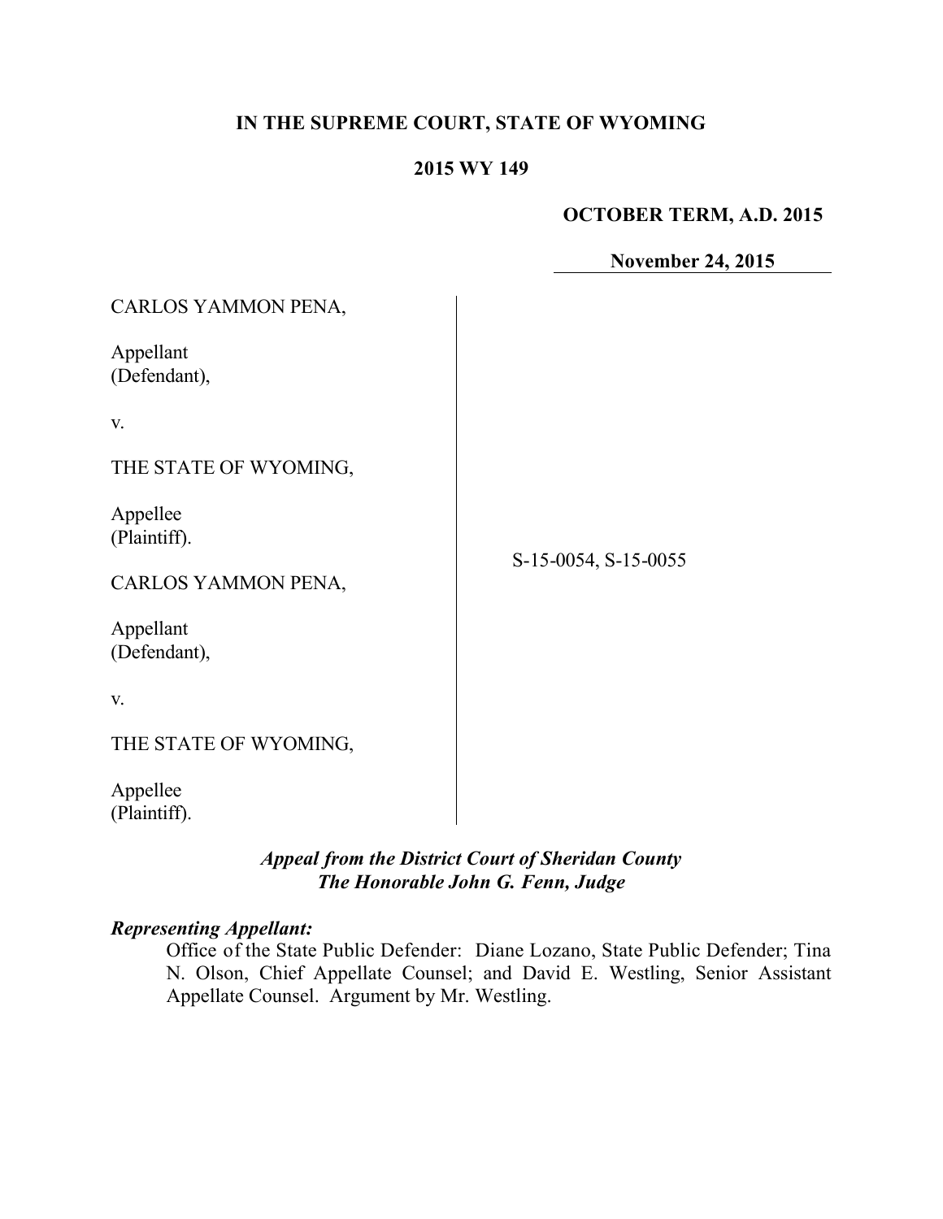**IN THE SUPREME COURT, STATE OF WYOMING**

**2015 WY 149**

**OCTOBER TERM, A.D. 2015**

**November 24, 2015**

CARLOS YAMMON PENA,

Appellant
(Defendant),

v.

THE STATE OF WYOMING,

Appellee
(Plaintiff).

CARLOS YAMMON PENA,

Appellant
(Defendant),

v.

THE STATE OF WYOMING,

Appellee
(Plaintiff).

S-15-0054, S-15-0055

***Appeal from the District Court of Sheridan County***
***The Honorable John G. Fenn, Judge***

***Representing Appellant:***

Office of the State Public Defender: Diane Lozano, State Public Defender; Tina N. Olson, Chief Appellate Counsel; and David E. Westling, Senior Assistant Appellate Counsel. Argument by Mr. Westling.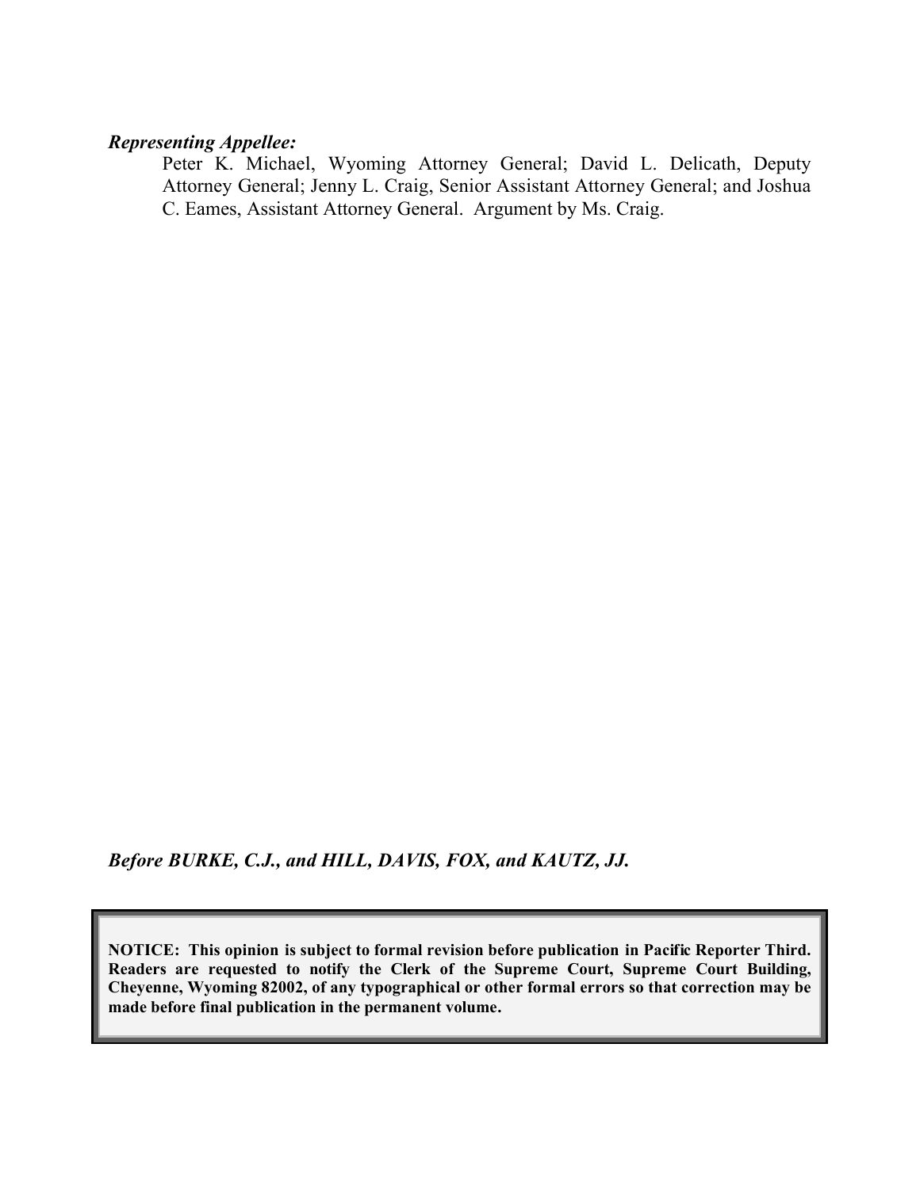***Representing Appellee:***

Peter K. Michael, Wyoming Attorney General; David L. Delicath, Deputy Attorney General; Jenny L. Craig, Senior Assistant Attorney General; and Joshua C. Eames, Assistant Attorney General. Argument by Ms. Craig.

***Before BURKE, C.J., and HILL, DAVIS, FOX, and KAUTZ, JJ.***

**NOTICE: This opinion is subject to formal revision before publication in Pacific Reporter Third. Readers are requested to notify the Clerk of the Supreme Court, Supreme Court Building, Cheyenne, Wyoming 82002, of any typographical or other formal errors so that correction may be made before final publication in the permanent volume.**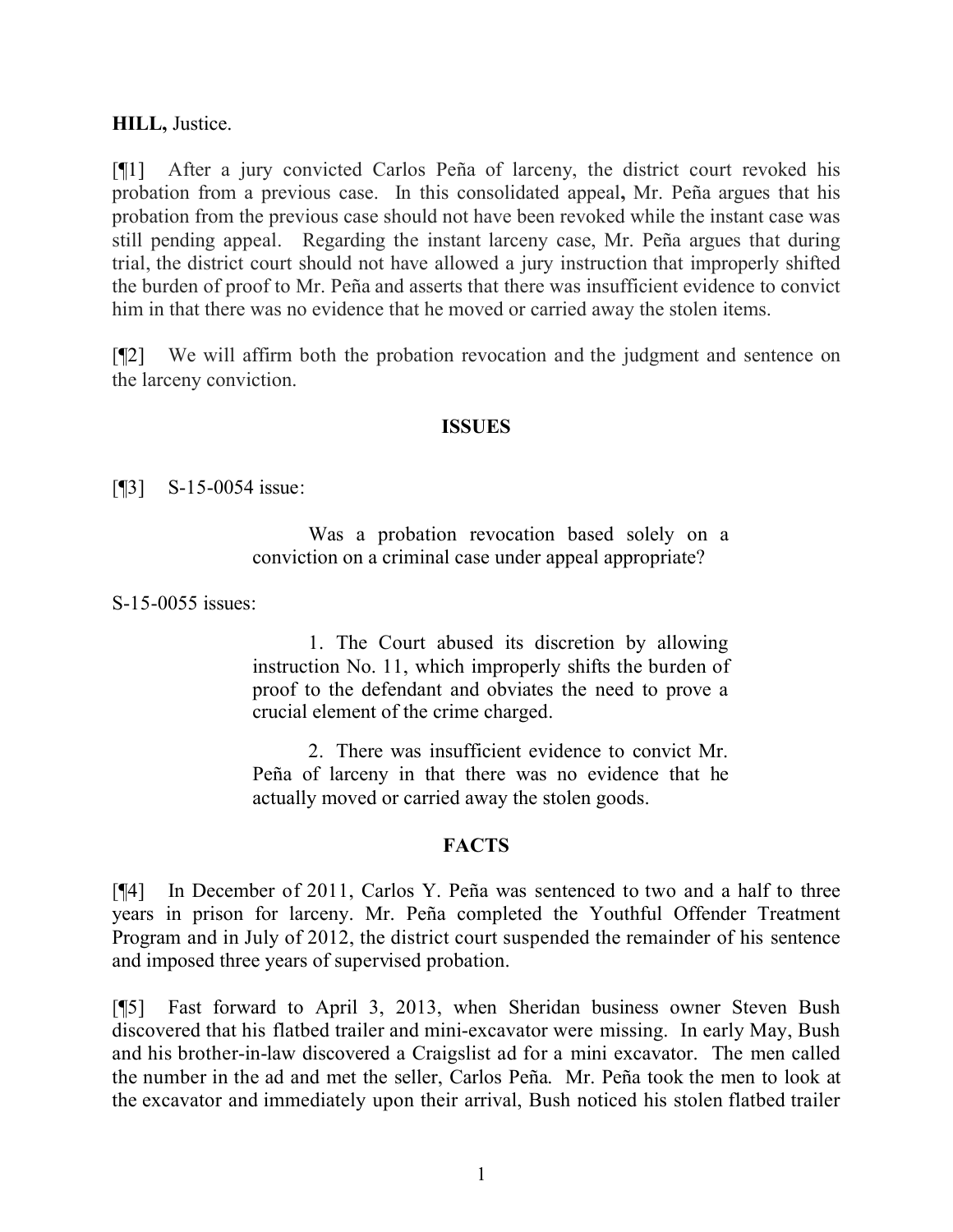**HILL,** Justice.

[¶1] After a jury convicted Carlos Peña of larceny, the district court revoked his probation from a previous case. In this consolidated appeal**,** Mr. Peña argues that his probation from the previous case should not have been revoked while the instant case was still pending appeal. Regarding the instant larceny case, Mr. Peña argues that during trial, the district court should not have allowed a jury instruction that improperly shifted the burden of proof to Mr. Peña and asserts that there was insufficient evidence to convict him in that there was no evidence that he moved or carried away the stolen items.

[¶2] We will affirm both the probation revocation and the judgment and sentence on the larceny conviction.

## ISSUES

[¶3] S-15-0054 issue:

> Was a probation revocation based solely on a conviction on a criminal case under appeal appropriate?

S-15-0055 issues:

> 1. The Court abused its discretion by allowing instruction No. 11, which improperly shifts the burden of proof to the defendant and obviates the need to prove a crucial element of the crime charged.
>
> 2. There was insufficient evidence to convict Mr. Peña of larceny in that there was no evidence that he actually moved or carried away the stolen goods.

## FACTS

[¶4] In December of 2011, Carlos Y. Peña was sentenced to two and a half to three years in prison for larceny. Mr. Peña completed the Youthful Offender Treatment Program and in July of 2012, the district court suspended the remainder of his sentence and imposed three years of supervised probation.

[¶5] Fast forward to April 3, 2013, when Sheridan business owner Steven Bush discovered that his flatbed trailer and mini-excavator were missing. In early May, Bush and his brother-in-law discovered a Craigslist ad for a mini excavator. The men called the number in the ad and met the seller, Carlos Peña. Mr. Peña took the men to look at the excavator and immediately upon their arrival, Bush noticed his stolen flatbed trailer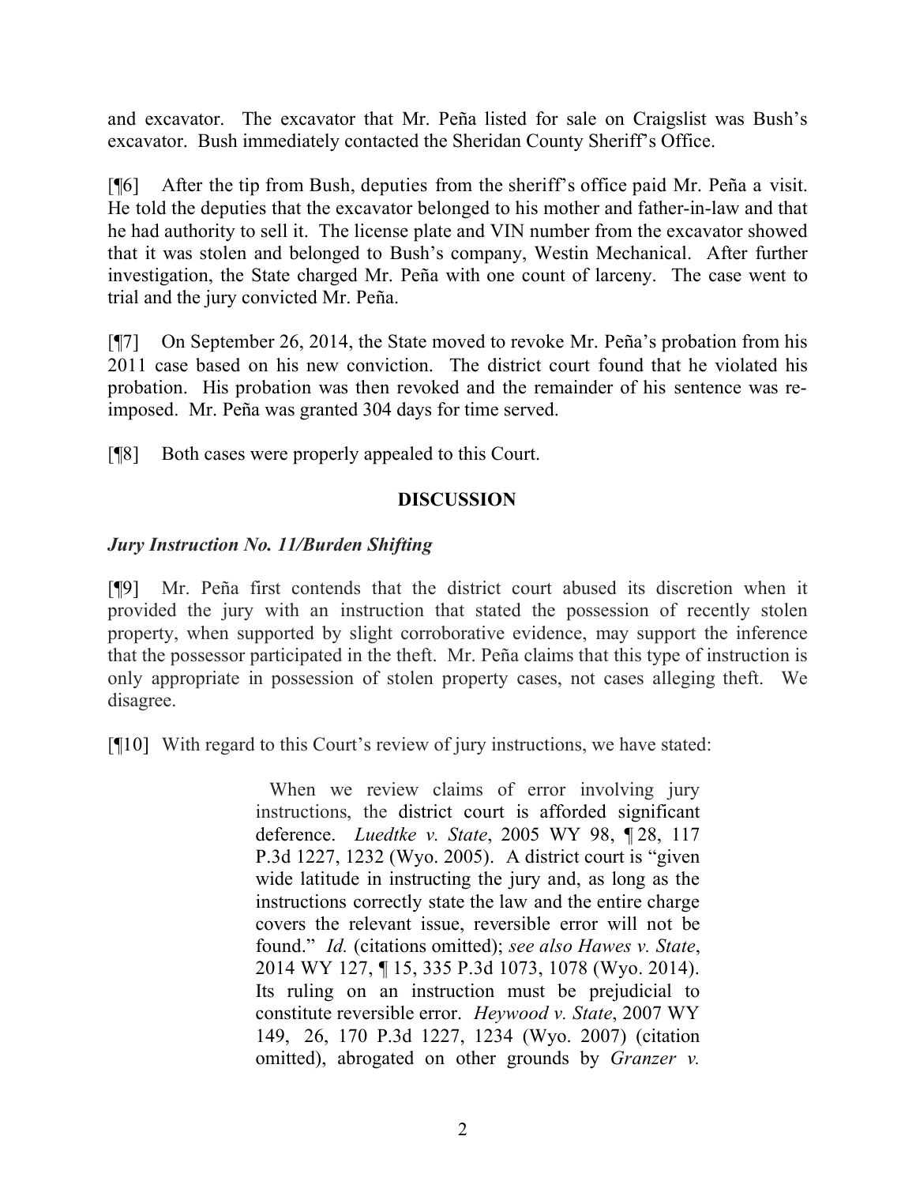and excavator. The excavator that Mr. Peña listed for sale on Craigslist was Bush's excavator. Bush immediately contacted the Sheridan County Sheriff's Office.

[¶6] After the tip from Bush, deputies from the sheriff's office paid Mr. Peña a visit. He told the deputies that the excavator belonged to his mother and father-in-law and that he had authority to sell it. The license plate and VIN number from the excavator showed that it was stolen and belonged to Bush's company, Westin Mechanical. After further investigation, the State charged Mr. Peña with one count of larceny. The case went to trial and the jury convicted Mr. Peña.

[¶7] On September 26, 2014, the State moved to revoke Mr. Peña's probation from his 2011 case based on his new conviction. The district court found that he violated his probation. His probation was then revoked and the remainder of his sentence was re-imposed. Mr. Peña was granted 304 days for time served.

[¶8] Both cases were properly appealed to this Court.

## DISCUSSION

### *Jury Instruction No. 11/Burden Shifting*

[¶9] Mr. Peña first contends that the district court abused its discretion when it provided the jury with an instruction that stated the possession of recently stolen property, when supported by slight corroborative evidence, may support the inference that the possessor participated in the theft. Mr. Peña claims that this type of instruction is only appropriate in possession of stolen property cases, not cases alleging theft. We disagree.

[¶10] With regard to this Court's review of jury instructions, we have stated:

> When we review claims of error involving jury instructions, the district court is afforded significant deference. *Luedtke v. State*, 2005 WY 98, ¶ 28, 117 P.3d 1227, 1232 (Wyo. 2005). A district court is "given wide latitude in instructing the jury and, as long as the instructions correctly state the law and the entire charge covers the relevant issue, reversible error will not be found." *Id.* (citations omitted); *see also Hawes v. State*, 2014 WY 127, ¶ 15, 335 P.3d 1073, 1078 (Wyo. 2014). Its ruling on an instruction must be prejudicial to constitute reversible error. *Heywood v. State*, 2007 WY 149, 26, 170 P.3d 1227, 1234 (Wyo. 2007) (citation omitted), abrogated on other grounds by *Granzer v.*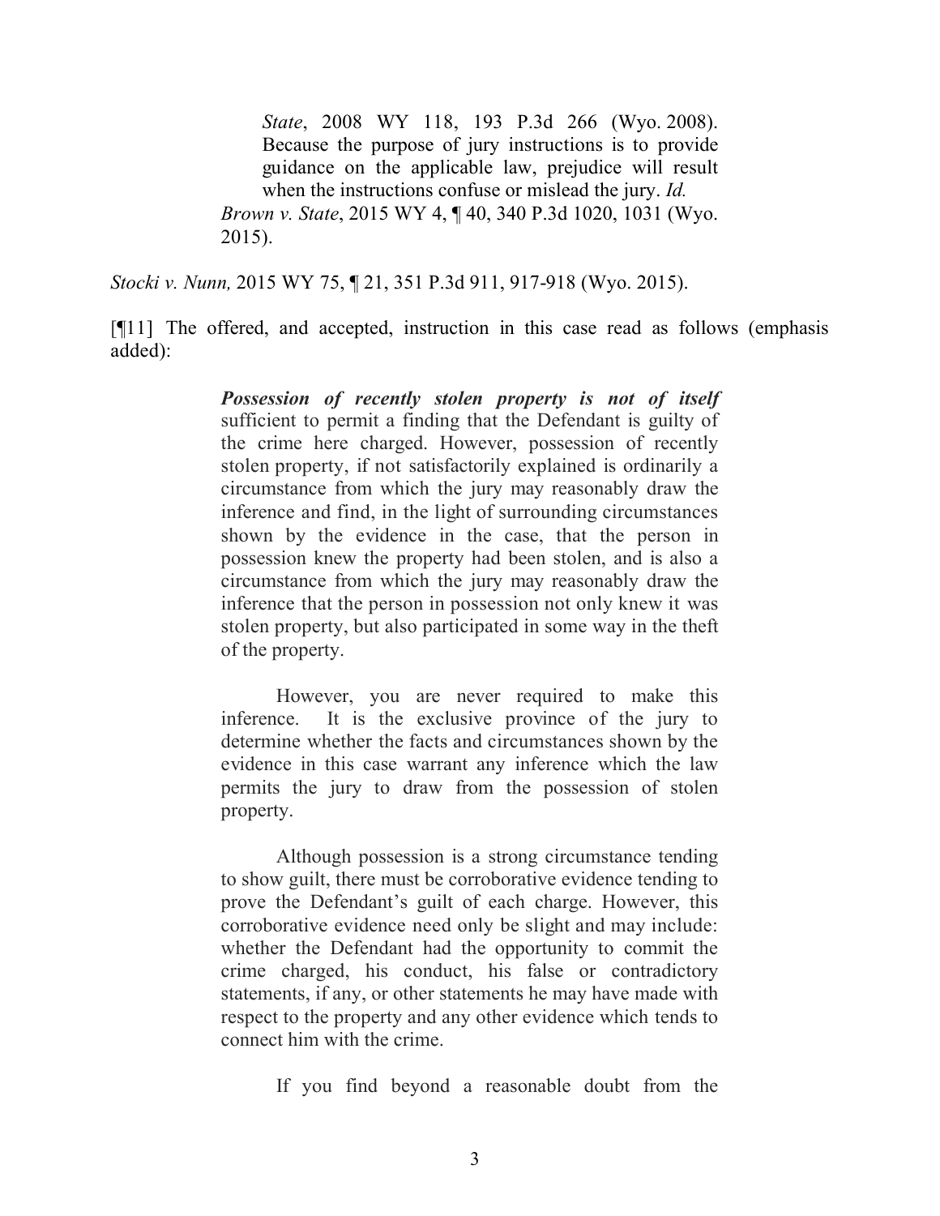> *State*, 2008 WY 118, 193 P.3d 266 (Wyo. 2008). Because the purpose of jury instructions is to provide guidance on the applicable law, prejudice will result when the instructions confuse or mislead the jury. *Id.*
>
> *Brown v. State*, 2015 WY 4, ¶ 40, 340 P.3d 1020, 1031 (Wyo. 2015).

*Stocki v. Nunn,* 2015 WY 75, ¶ 21, 351 P.3d 911, 917-918 (Wyo. 2015).

[¶11] The offered, and accepted, instruction in this case read as follows (emphasis added):

> ***Possession of recently stolen property is not of itself*** sufficient to permit a finding that the Defendant is guilty of the crime here charged. However, possession of recently stolen property, if not satisfactorily explained is ordinarily a circumstance from which the jury may reasonably draw the inference and find, in the light of surrounding circumstances shown by the evidence in the case, that the person in possession knew the property had been stolen, and is also a circumstance from which the jury may reasonably draw the inference that the person in possession not only knew it was stolen property, but also participated in some way in the theft of the property.
>
> However, you are never required to make this inference. It is the exclusive province of the jury to determine whether the facts and circumstances shown by the evidence in this case warrant any inference which the law permits the jury to draw from the possession of stolen property.
>
> Although possession is a strong circumstance tending to show guilt, there must be corroborative evidence tending to prove the Defendant's guilt of each charge. However, this corroborative evidence need only be slight and may include: whether the Defendant had the opportunity to commit the crime charged, his conduct, his false or contradictory statements, if any, or other statements he may have made with respect to the property and any other evidence which tends to connect him with the crime.
>
> If you find beyond a reasonable doubt from the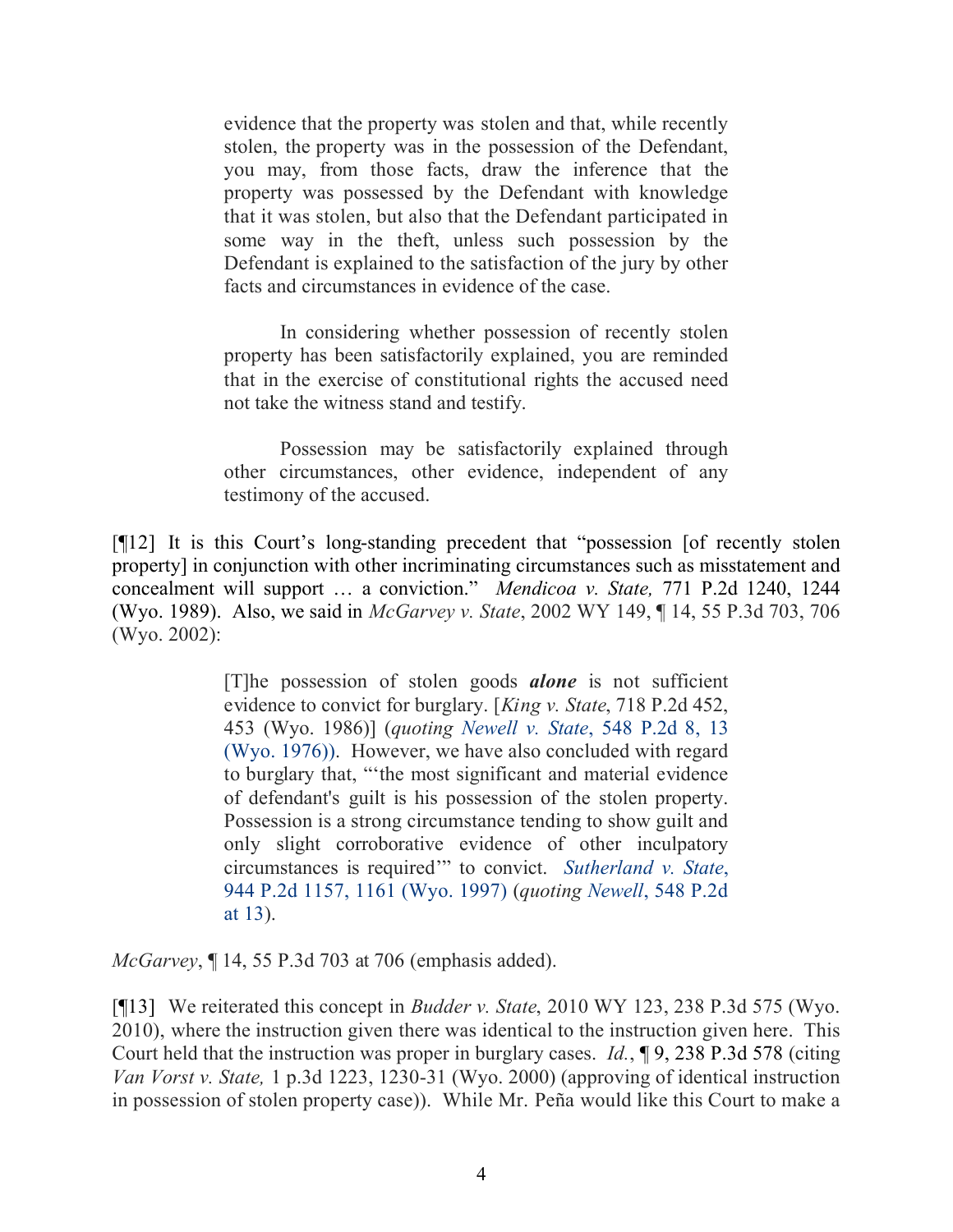> evidence that the property was stolen and that, while recently stolen, the property was in the possession of the Defendant, you may, from those facts, draw the inference that the property was possessed by the Defendant with knowledge that it was stolen, but also that the Defendant participated in some way in the theft, unless such possession by the Defendant is explained to the satisfaction of the jury by other facts and circumstances in evidence of the case.
>
> In considering whether possession of recently stolen property has been satisfactorily explained, you are reminded that in the exercise of constitutional rights the accused need not take the witness stand and testify.
>
> Possession may be satisfactorily explained through other circumstances, other evidence, independent of any testimony of the accused.

[¶12] It is this Court's long-standing precedent that "possession [of recently stolen property] in conjunction with other incriminating circumstances such as misstatement and concealment will support … a conviction." *Mendicoa v. State,* 771 P.2d 1240, 1244 (Wyo. 1989). Also, we said in *McGarvey v. State*, 2002 WY 149, ¶ 14, 55 P.3d 703, 706 (Wyo. 2002):

> [T]he possession of stolen goods ***alone*** is not sufficient evidence to convict for burglary. [*King v. State*, 718 P.2d 452, 453 (Wyo. 1986)] (*quoting* *Newell v. State*, 548 P.2d 8, 13 (Wyo. 1976)). However, we have also concluded with regard to burglary that, "'the most significant and material evidence of defendant's guilt is his possession of the stolen property. Possession is a strong circumstance tending to show guilt and only slight corroborative evidence of other inculpatory circumstances is required'" to convict. *Sutherland v. State*, 944 P.2d 1157, 1161 (Wyo. 1997) (*quoting* *Newell*, 548 P.2d at 13).

*McGarvey*, ¶ 14, 55 P.3d 703 at 706 (emphasis added).

[¶13] We reiterated this concept in *Budder v. State*, 2010 WY 123, 238 P.3d 575 (Wyo. 2010), where the instruction given there was identical to the instruction given here. This Court held that the instruction was proper in burglary cases. *Id.*, ¶ 9, 238 P.3d 578 (citing *Van Vorst v. State,* 1 p.3d 1223, 1230-31 (Wyo. 2000) (approving of identical instruction in possession of stolen property case)). While Mr. Peña would like this Court to make a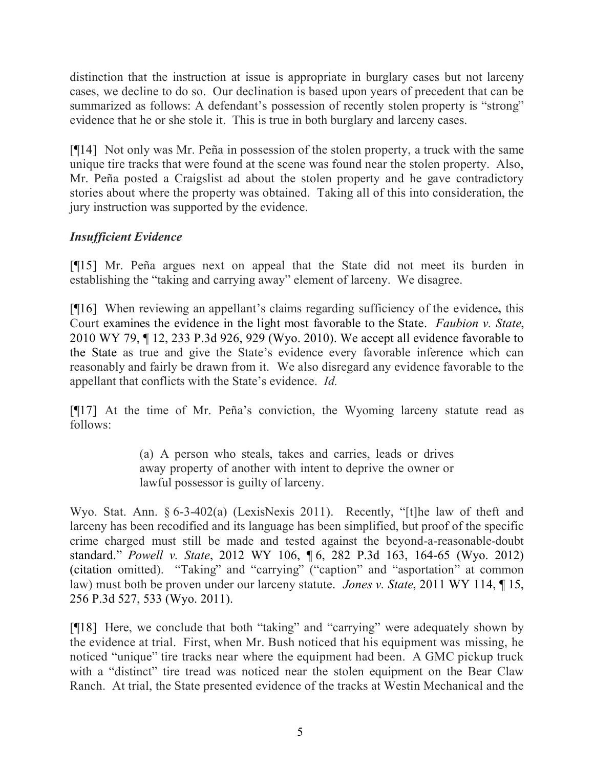distinction that the instruction at issue is appropriate in burglary cases but not larceny cases, we decline to do so. Our declination is based upon years of precedent that can be summarized as follows: A defendant's possession of recently stolen property is "strong" evidence that he or she stole it. This is true in both burglary and larceny cases.

[¶14] Not only was Mr. Peña in possession of the stolen property, a truck with the same unique tire tracks that were found at the scene was found near the stolen property. Also, Mr. Peña posted a Craigslist ad about the stolen property and he gave contradictory stories about where the property was obtained. Taking all of this into consideration, the jury instruction was supported by the evidence.

### *Insufficient Evidence*

[¶15] Mr. Peña argues next on appeal that the State did not meet its burden in establishing the "taking and carrying away" element of larceny. We disagree.

[¶16] When reviewing an appellant's claims regarding sufficiency of the evidence, this Court examines the evidence in the light most favorable to the State. *Faubion v. State*, 2010 WY 79, ¶ 12, 233 P.3d 926, 929 (Wyo. 2010). We accept all evidence favorable to the State as true and give the State's evidence every favorable inference which can reasonably and fairly be drawn from it. We also disregard any evidence favorable to the appellant that conflicts with the State's evidence. *Id.*

[¶17] At the time of Mr. Peña's conviction, the Wyoming larceny statute read as follows:

> (a) A person who steals, takes and carries, leads or drives away property of another with intent to deprive the owner or lawful possessor is guilty of larceny.

Wyo. Stat. Ann. § 6-3-402(a) (LexisNexis 2011). Recently, "[t]he law of theft and larceny has been recodified and its language has been simplified, but proof of the specific crime charged must still be made and tested against the beyond-a-reasonable-doubt standard." *Powell v. State*, 2012 WY 106, ¶ 6, 282 P.3d 163, 164-65 (Wyo. 2012) (citation omitted). "Taking" and "carrying" ("caption" and "asportation" at common law) must both be proven under our larceny statute. *Jones v. State*, 2011 WY 114, ¶ 15, 256 P.3d 527, 533 (Wyo. 2011).

[¶18] Here, we conclude that both "taking" and "carrying" were adequately shown by the evidence at trial. First, when Mr. Bush noticed that his equipment was missing, he noticed "unique" tire tracks near where the equipment had been. A GMC pickup truck with a "distinct" tire tread was noticed near the stolen equipment on the Bear Claw Ranch. At trial, the State presented evidence of the tracks at Westin Mechanical and the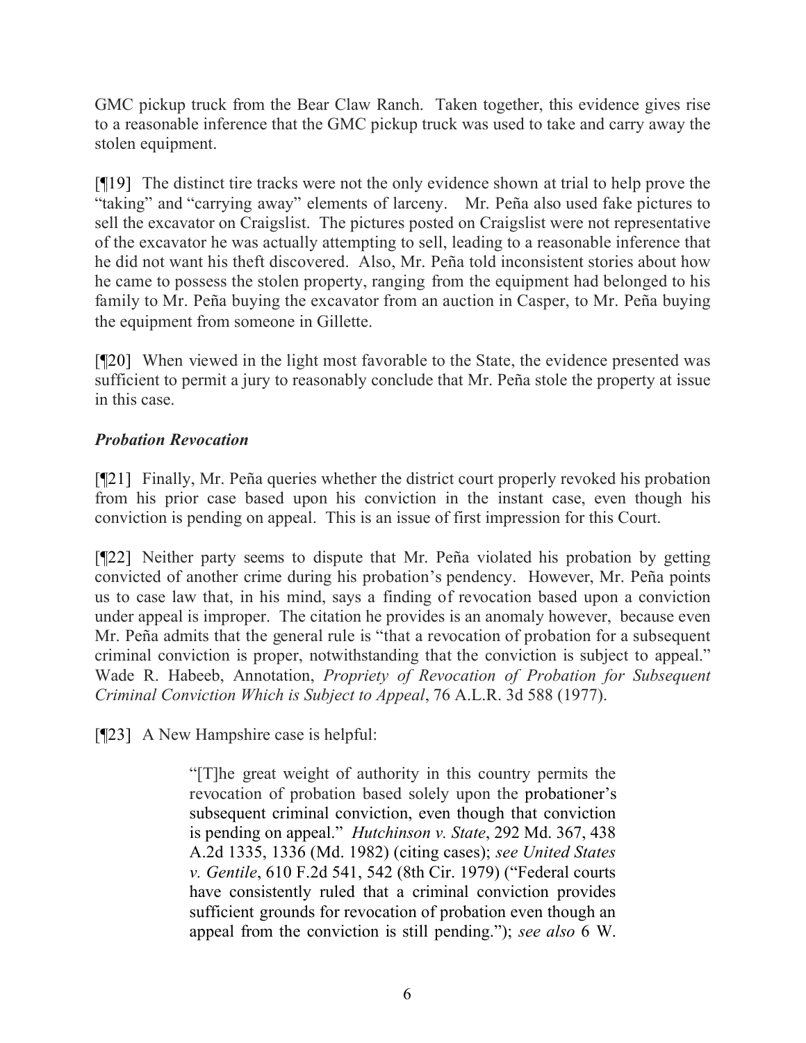GMC pickup truck from the Bear Claw Ranch. Taken together, this evidence gives rise to a reasonable inference that the GMC pickup truck was used to take and carry away the stolen equipment.

[¶19] The distinct tire tracks were not the only evidence shown at trial to help prove the "taking" and "carrying away" elements of larceny. Mr. Peña also used fake pictures to sell the excavator on Craigslist. The pictures posted on Craigslist were not representative of the excavator he was actually attempting to sell, leading to a reasonable inference that he did not want his theft discovered. Also, Mr. Peña told inconsistent stories about how he came to possess the stolen property, ranging from the equipment had belonged to his family to Mr. Peña buying the excavator from an auction in Casper, to Mr. Peña buying the equipment from someone in Gillette.

[¶20] When viewed in the light most favorable to the State, the evidence presented was sufficient to permit a jury to reasonably conclude that Mr. Peña stole the property at issue in this case.

### *Probation Revocation*

[¶21] Finally, Mr. Peña queries whether the district court properly revoked his probation from his prior case based upon his conviction in the instant case, even though his conviction is pending on appeal. This is an issue of first impression for this Court.

[¶22] Neither party seems to dispute that Mr. Peña violated his probation by getting convicted of another crime during his probation's pendency. However, Mr. Peña points us to case law that, in his mind, says a finding of revocation based upon a conviction under appeal is improper. The citation he provides is an anomaly however, because even Mr. Peña admits that the general rule is "that a revocation of probation for a subsequent criminal conviction is proper, notwithstanding that the conviction is subject to appeal." Wade R. Habeeb, Annotation, *Propriety of Revocation of Probation for Subsequent Criminal Conviction Which is Subject to Appeal*, 76 A.L.R. 3d 588 (1977).

[¶23] A New Hampshire case is helpful:

> "[T]he great weight of authority in this country permits the revocation of probation based solely upon the probationer's subsequent criminal conviction, even though that conviction is pending on appeal." *Hutchinson v. State*, 292 Md. 367, 438 A.2d 1335, 1336 (Md. 1982) (citing cases); *see United States v. Gentile*, 610 F.2d 541, 542 (8th Cir. 1979) ("Federal courts have consistently ruled that a criminal conviction provides sufficient grounds for revocation of probation even though an appeal from the conviction is still pending."); *see also* 6 W.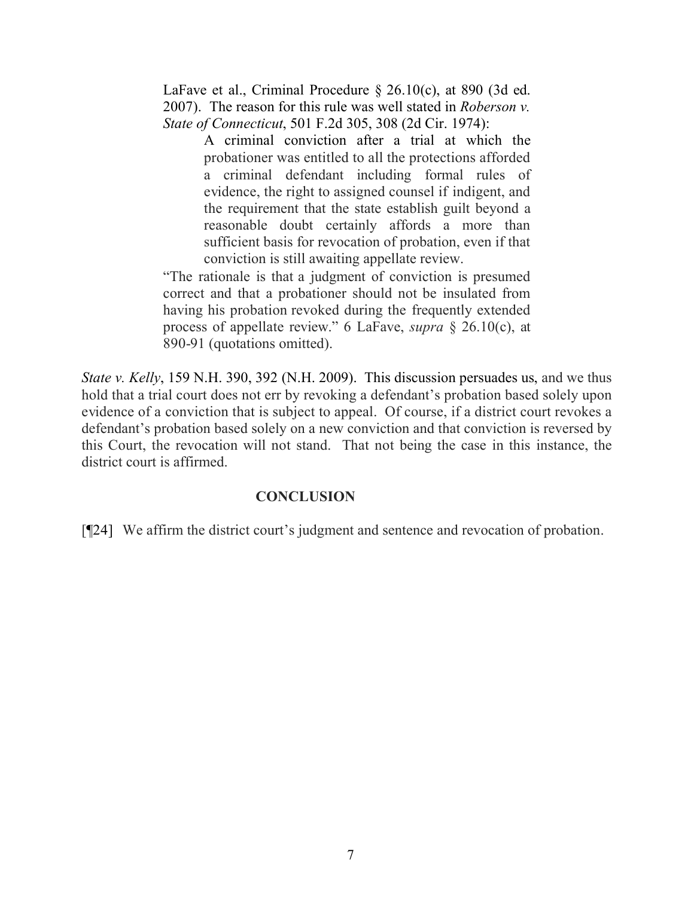> LaFave et al., Criminal Procedure § 26.10(c), at 890 (3d ed. 2007). The reason for this rule was well stated in *Roberson v. State of Connecticut*, 501 F.2d 305, 308 (2d Cir. 1974):
>
> > A criminal conviction after a trial at which the probationer was entitled to all the protections afforded a criminal defendant including formal rules of evidence, the right to assigned counsel if indigent, and the requirement that the state establish guilt beyond a reasonable doubt certainly affords a more than sufficient basis for revocation of probation, even if that conviction is still awaiting appellate review.
>
> "The rationale is that a judgment of conviction is presumed correct and that a probationer should not be insulated from having his probation revoked during the frequently extended process of appellate review." 6 LaFave, *supra* § 26.10(c), at 890-91 (quotations omitted).

*State v. Kelly*, 159 N.H. 390, 392 (N.H. 2009). This discussion persuades us, and we thus hold that a trial court does not err by revoking a defendant's probation based solely upon evidence of a conviction that is subject to appeal. Of course, if a district court revokes a defendant's probation based solely on a new conviction and that conviction is reversed by this Court, the revocation will not stand. That not being the case in this instance, the district court is affirmed.

## CONCLUSION

[¶24] We affirm the district court's judgment and sentence and revocation of probation.